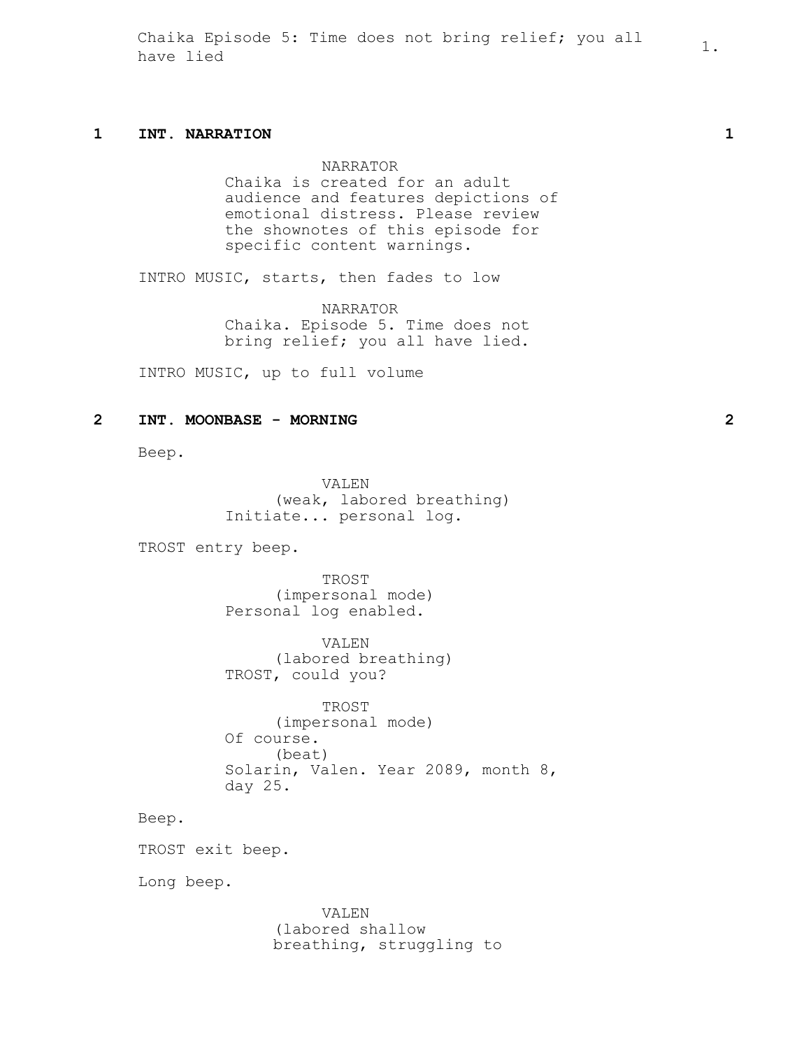Chaika Episode 5: Time does not bring relief; you all have lied

## 1 INT. NARRATION 1

NARRATOR
Chaika is created for an adult audience and features depictions of emotional distress. Please review the shownotes of this episode for specific content warnings.

INTRO MUSIC, starts, then fades to low

NARRATOR
Chaika. Episode 5. Time does not bring relief; you all have lied.

INTRO MUSIC, up to full volume

## 2 INT. MOONBASE - MORNING 2

Beep.

VALEN
(weak, labored breathing)
Initiate... personal log.

TROST entry beep.

TROST
(impersonal mode)
Personal log enabled.

VALEN
(labored breathing)
TROST, could you?

TROST
(impersonal mode)
Of course.
(beat)
Solarin, Valen. Year 2089, month 8, day 25.

Beep.

TROST exit beep.

Long beep.

VALEN
(labored shallow breathing, struggling to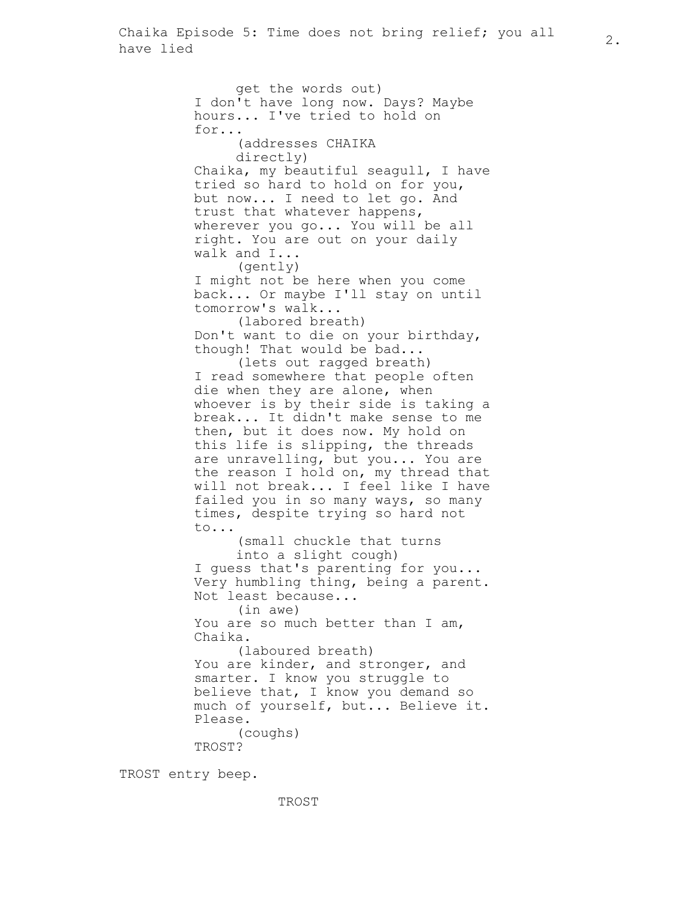get the words out)

I don't have long now. Days? Maybe hours... I've tried to hold on for...

(addresses CHAIKA directly)

Chaika, my beautiful seagull, I have tried so hard to hold on for you, but now... I need to let go. And trust that whatever happens, wherever you go... You will be all right. You are out on your daily walk and I...

(gently)

I might not be here when you come back... Or maybe I'll stay on until tomorrow's walk...

(labored breath)

Don't want to die on your birthday, though! That would be bad...

(lets out ragged breath)

I read somewhere that people often die when they are alone, when whoever is by their side is taking a break... It didn't make sense to me then, but it does now. My hold on this life is slipping, the threads are unravelling, but you... You are the reason I hold on, my thread that will not break... I feel like I have failed you in so many ways, so many times, despite trying so hard not to...

(small chuckle that turns into a slight cough)

I guess that's parenting for you... Very humbling thing, being a parent. Not least because...

(in awe)

You are so much better than I am, Chaika.

(laboured breath)

You are kinder, and stronger, and smarter. I know you struggle to believe that, I know you demand so much of yourself, but... Believe it. Please.

(coughs)

TROST?

TROST entry beep.

TROST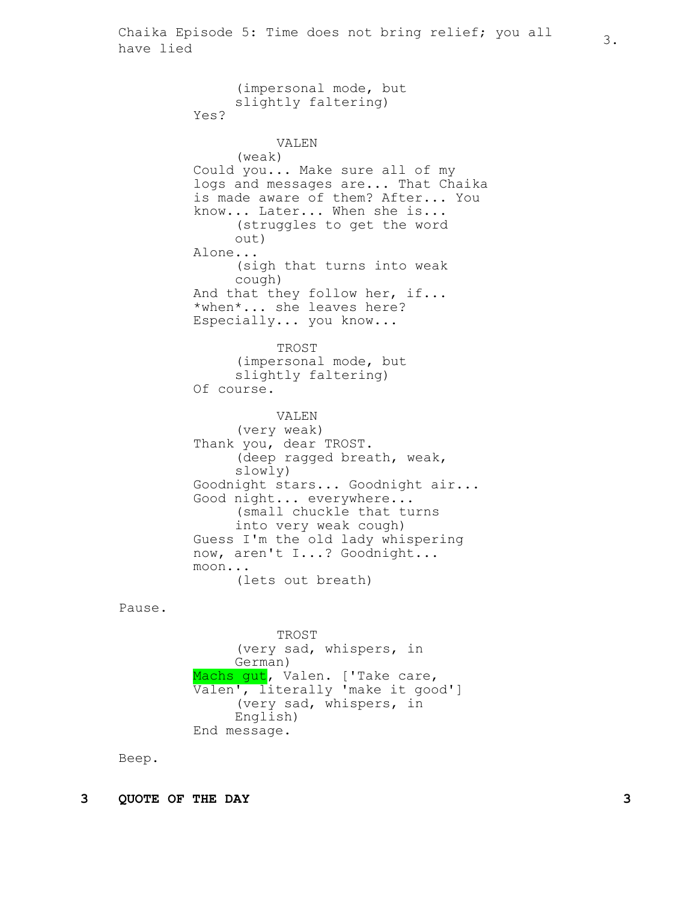(impersonal mode, but slightly faltering)
Yes?

VALEN
(weak)
Could you... Make sure all of my logs and messages are... That Chaika is made aware of them? After... You know... Later... When she is...
(struggles to get the word out)
Alone...
(sigh that turns into weak cough)
And that they follow her, if... *when*... she leaves here? Especially... you know...

TROST
(impersonal mode, but slightly faltering)
Of course.

VALEN
(very weak)
Thank you, dear TROST.
(deep ragged breath, weak, slowly)
Goodnight stars... Goodnight air... Good night... everywhere...
(small chuckle that turns into very weak cough)
Guess I'm the old lady whispering now, aren't I...? Goodnight... moon...
(lets out breath)

Pause.

TROST
(very sad, whispers, in German)
Machs gut, Valen. ['Take care, Valen', literally 'make it good']
(very sad, whispers, in English)
End message.

Beep.

**3 QUOTE OF THE DAY 3**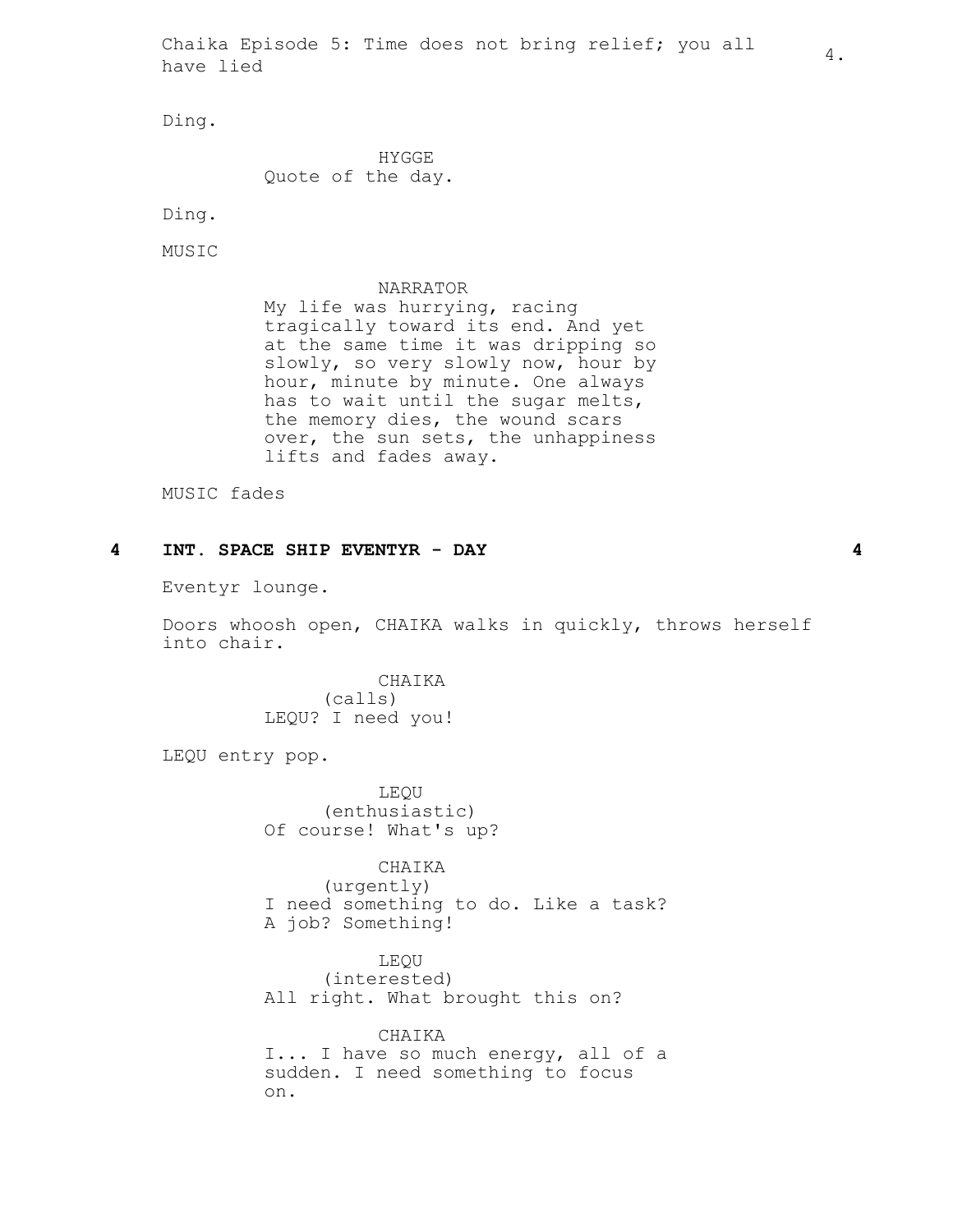Ding.

HYGGE
Quote of the day.

Ding.

MUSIC

NARRATOR
My life was hurrying, racing tragically toward its end. And yet at the same time it was dripping so slowly, so very slowly now, hour by hour, minute by minute. One always has to wait until the sugar melts, the memory dies, the wound scars over, the sun sets, the unhappiness lifts and fades away.

MUSIC fades

## 4 INT. SPACE SHIP EVENTYR - DAY 4

Eventyr lounge.

Doors whoosh open, CHAIKA walks in quickly, throws herself into chair.

CHAIKA
(calls)
LEQU? I need you!

LEQU entry pop.

LEQU
(enthusiastic)
Of course! What's up?

CHAIKA
(urgently)
I need something to do. Like a task? A job? Something!

LEQU
(interested)
All right. What brought this on?

CHAIKA
I... I have so much energy, all of a sudden. I need something to focus on.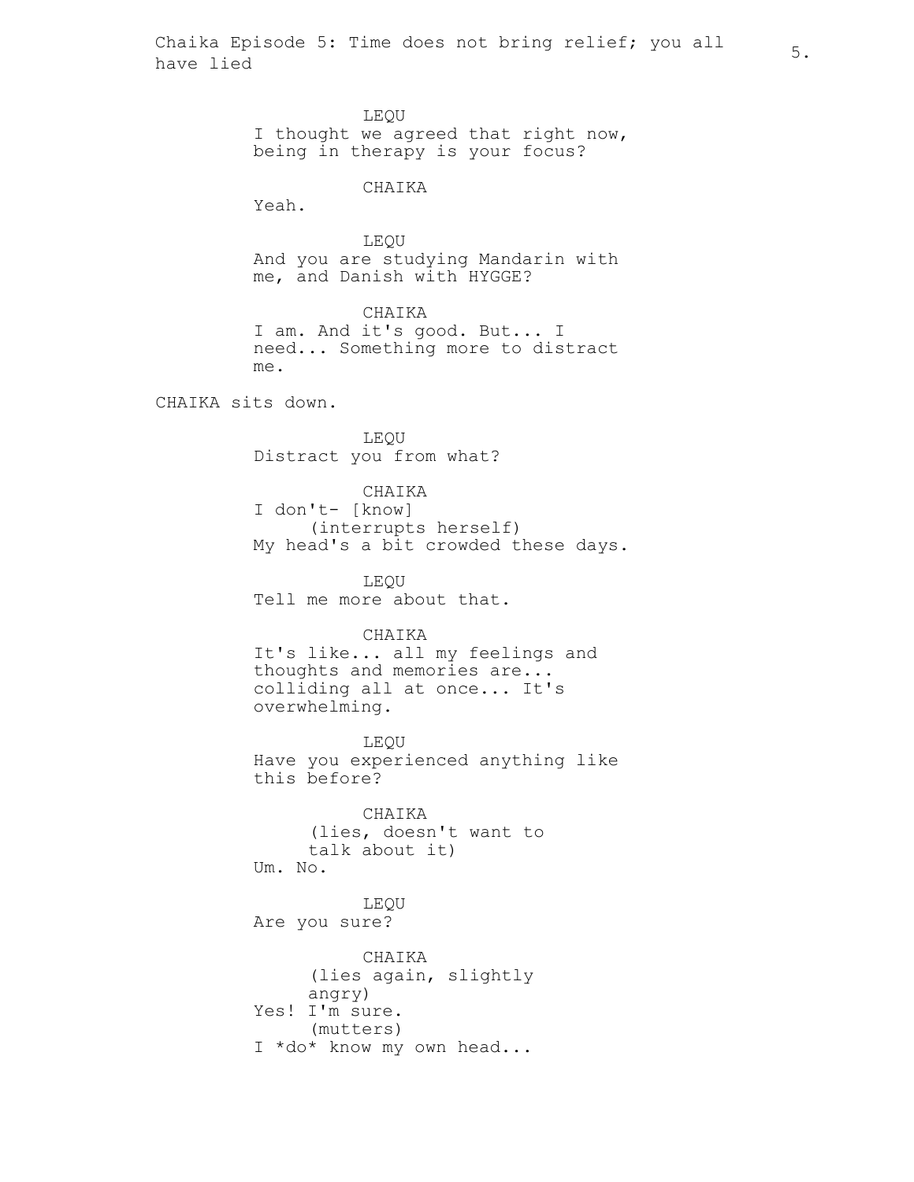LEQU

I thought we agreed that right now, being in therapy is your focus?

CHAIKA

Yeah.

LEQU

And you are studying Mandarin with me, and Danish with HYGGE?

CHAIKA

I am. And it's good. But... I need... Something more to distract me.

CHAIKA sits down.

LEQU

Distract you from what?

CHAIKA

I don't- [know]

(interrupts herself)

My head's a bit crowded these days.

LEQU

Tell me more about that.

CHAIKA

It's like... all my feelings and thoughts and memories are... colliding all at once... It's overwhelming.

LEQU

Have you experienced anything like this before?

CHAIKA

(lies, doesn't want to talk about it)

Um. No.

LEQU

Are you sure?

CHAIKA

(lies again, slightly angry)

Yes! I'm sure.

(mutters)

I *do* know my own head...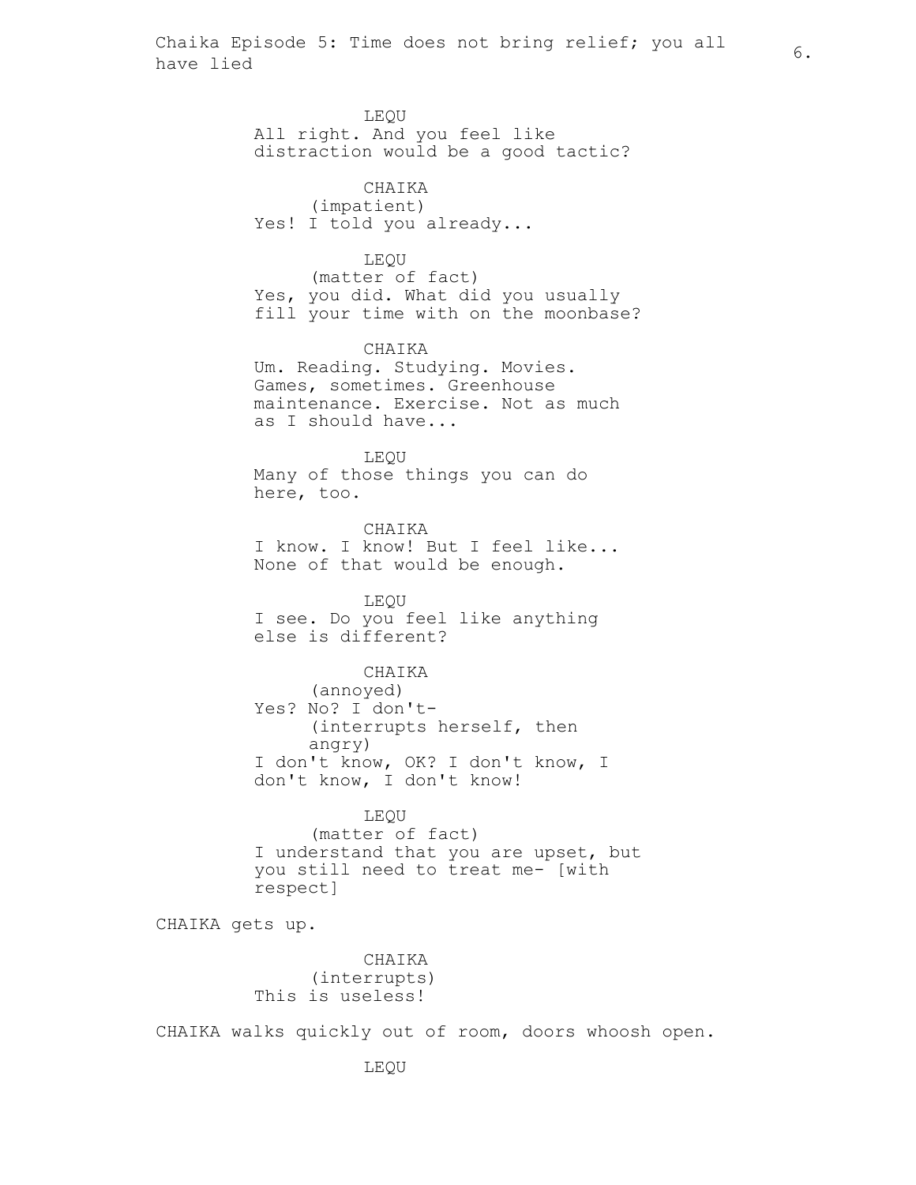LEQU
All right. And you feel like distraction would be a good tactic?

CHAIKA
(impatient)
Yes! I told you already...

LEQU
(matter of fact)
Yes, you did. What did you usually fill your time with on the moonbase?

CHAIKA
Um. Reading. Studying. Movies. Games, sometimes. Greenhouse maintenance. Exercise. Not as much as I should have...

LEQU
Many of those things you can do here, too.

CHAIKA
I know. I know! But I feel like... None of that would be enough.

LEQU
I see. Do you feel like anything else is different?

CHAIKA
(annoyed)
Yes? No? I don't-
(interrupts herself, then angry)
I don't know, OK? I don't know, I don't know, I don't know!

LEQU
(matter of fact)
I understand that you are upset, but you still need to treat me- [with respect]

CHAIKA gets up.

CHAIKA
(interrupts)
This is useless!

CHAIKA walks quickly out of room, doors whoosh open.

LEQU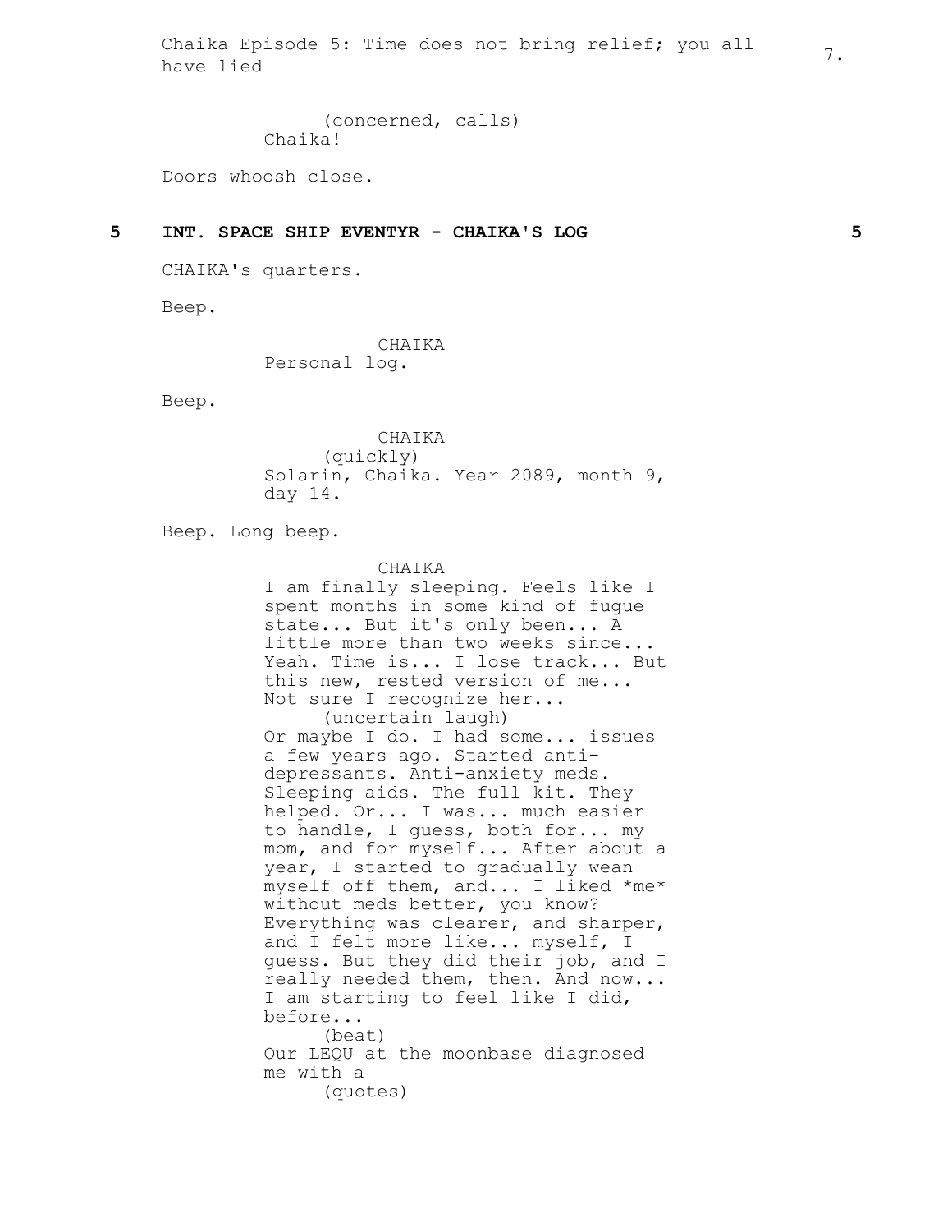(concerned, calls)
Chaika!

Doors whoosh close.

## 5 INT. SPACE SHIP EVENTYR - CHAIKA'S LOG 5

CHAIKA's quarters.

Beep.

CHAIKA
Personal log.

Beep.

CHAIKA
(quickly)
Solarin, Chaika. Year 2089, month 9, day 14.

Beep. Long beep.

CHAIKA
I am finally sleeping. Feels like I spent months in some kind of fugue state... But it's only been... A little more than two weeks since... Yeah. Time is... I lose track... But this new, rested version of me... Not sure I recognize her...
(uncertain laugh)
Or maybe I do. I had some... issues a few years ago. Started anti-depressants. Anti-anxiety meds. Sleeping aids. The full kit. They helped. Or... I was... much easier to handle, I guess, both for... my mom, and for myself... After about a year, I started to gradually wean myself off them, and... I liked *me* without meds better, you know? Everything was clearer, and sharper, and I felt more like... myself, I guess. But they did their job, and I really needed them, then. And now... I am starting to feel like I did, before...
(beat)
Our LEQU at the moonbase diagnosed me with a
(quotes)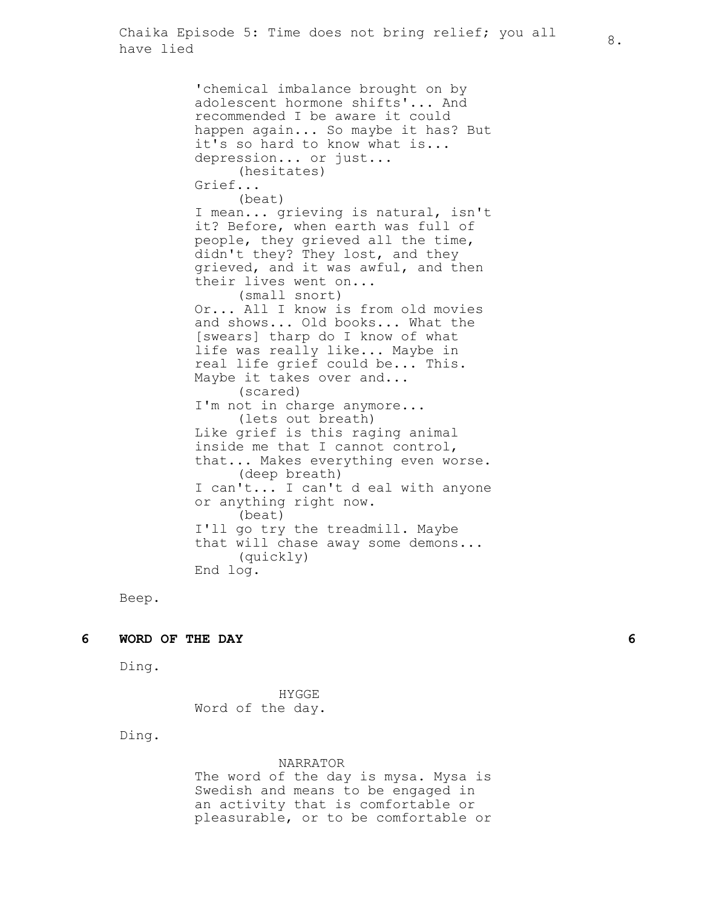'chemical imbalance brought on by adolescent hormone shifts'... And recommended I be aware it could happen again... So maybe it has? But it's so hard to know what is... depression... or just...
(hesitates)
Grief...
(beat)
I mean... grieving is natural, isn't it? Before, when earth was full of people, they grieved all the time, didn't they? They lost, and they grieved, and it was awful, and then their lives went on...
(small snort)
Or... All I know is from old movies and shows... Old books... What the [swears] tharp do I know of what life was really like... Maybe in real life grief could be... This. Maybe it takes over and...
(scared)
I'm not in charge anymore...
(lets out breath)
Like grief is this raging animal inside me that I cannot control, that... Makes everything even worse.
(deep breath)
I can't... I can't d eal with anyone or anything right now.
(beat)
I'll go try the treadmill. Maybe that will chase away some demons...
(quickly)
End log.

Beep.

**6 WORD OF THE DAY 6**

Ding.

HYGGE
Word of the day.

Ding.

NARRATOR
The word of the day is mysa. Mysa is Swedish and means to be engaged in an activity that is comfortable or pleasurable, or to be comfortable or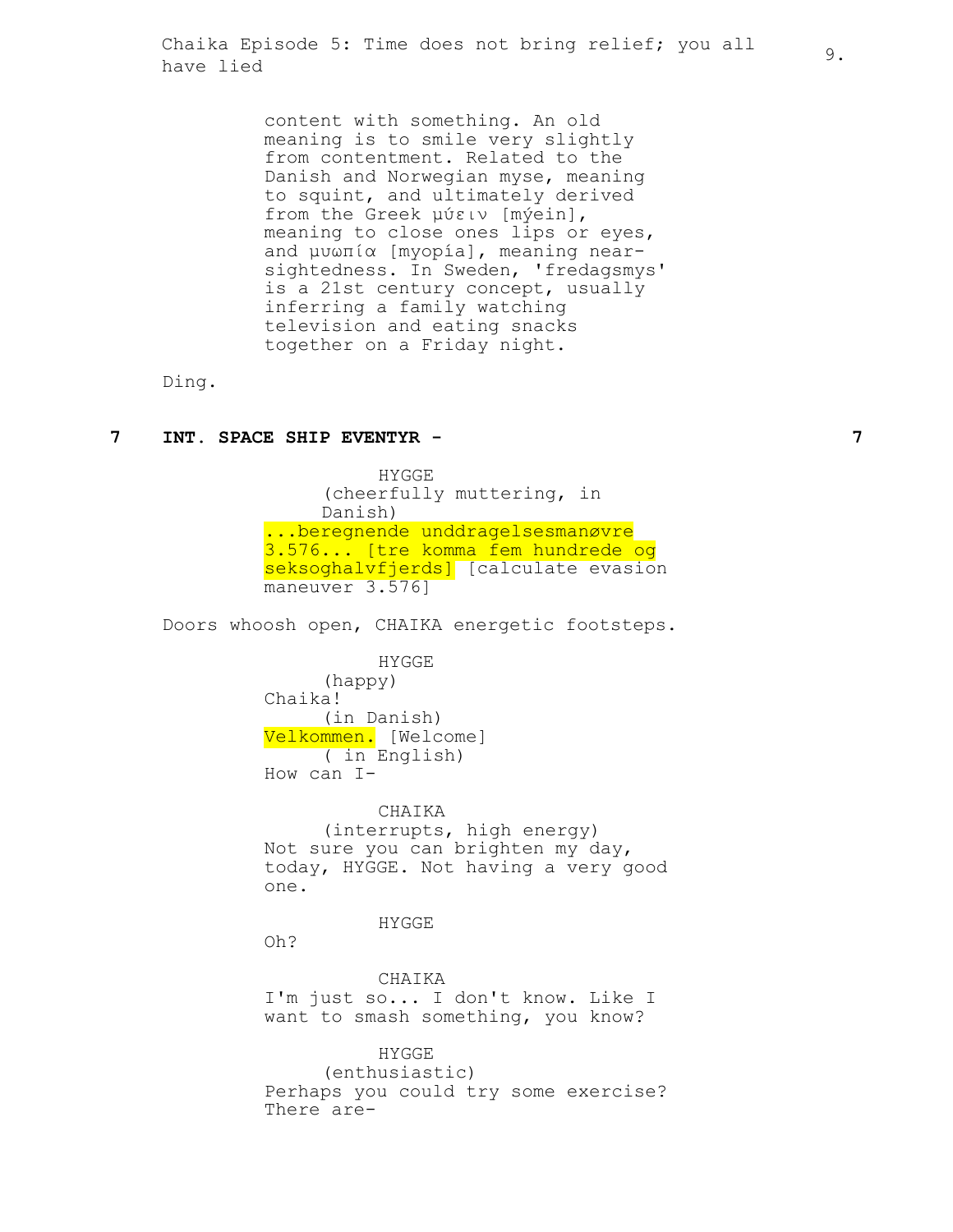content with something. An old meaning is to smile very slightly from contentment. Related to the Danish and Norwegian myse, meaning to squint, and ultimately derived from the Greek μύειν [mýein], meaning to close ones lips or eyes, and μυωπία [myopía], meaning near-sightedness. In Sweden, 'fredagsmys' is a 21st century concept, usually inferring a family watching television and eating snacks together on a Friday night.

Ding.

**7 INT. SPACE SHIP EVENTYR - 7**

HYGGE
(cheerfully muttering, in Danish)
...beregnende unddragelsesmanøvre 3.576... [tre komma fem hundrede og seksoghalvfjerds] [calculate evasion maneuver 3.576]

Doors whoosh open, CHAIKA energetic footsteps.

HYGGE
(happy)
Chaika!
(in Danish)
Velkommen. [Welcome]
( in English)
How can I-

CHAIKA
(interrupts, high energy)
Not sure you can brighten my day, today, HYGGE. Not having a very good one.

HYGGE
Oh?

CHAIKA
I'm just so... I don't know. Like I want to smash something, you know?

HYGGE
(enthusiastic)
Perhaps you could try some exercise? There are-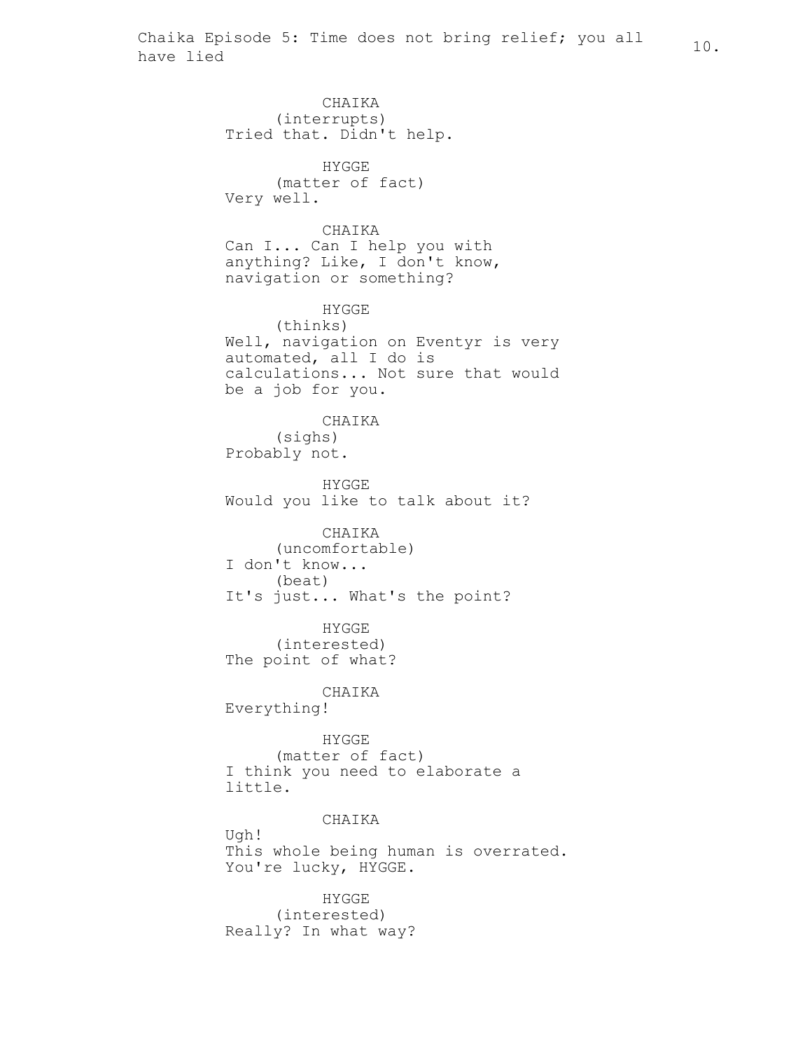CHAIKA
(interrupts)
Tried that. Didn't help.

HYGGE
(matter of fact)
Very well.

CHAIKA
Can I... Can I help you with anything? Like, I don't know, navigation or something?

HYGGE
(thinks)
Well, navigation on Eventyr is very automated, all I do is calculations... Not sure that would be a job for you.

CHAIKA
(sighs)
Probably not.

HYGGE
Would you like to talk about it?

CHAIKA
(uncomfortable)
I don't know...
(beat)
It's just... What's the point?

HYGGE
(interested)
The point of what?

CHAIKA
Everything!

HYGGE
(matter of fact)
I think you need to elaborate a little.

CHAIKA
Ugh!
This whole being human is overrated.
You're lucky, HYGGE.

HYGGE
(interested)
Really? In what way?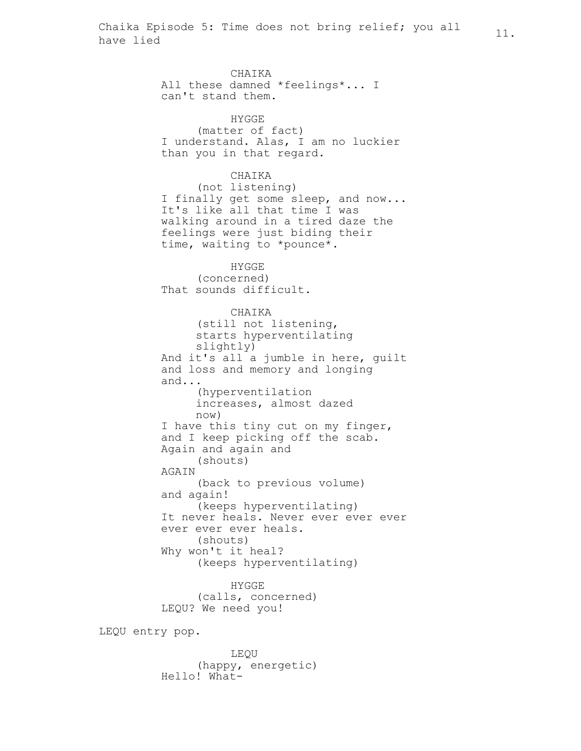CHAIKA
All these damned *feelings*... I can't stand them.

HYGGE
(matter of fact)
I understand. Alas, I am no luckier than you in that regard.

CHAIKA
(not listening)
I finally get some sleep, and now... It's like all that time I was walking around in a tired daze the feelings were just biding their time, waiting to *pounce*.

HYGGE
(concerned)
That sounds difficult.

CHAIKA
(still not listening, starts hyperventilating slightly)
And it's all a jumble in here, guilt and loss and memory and longing and...
(hyperventilation increases, almost dazed now)
I have this tiny cut on my finger, and I keep picking off the scab. Again and again and
(shouts)
AGAIN
(back to previous volume)
and again!
(keeps hyperventilating)
It never heals. Never ever ever ever ever ever ever heals.
(shouts)
Why won't it heal?
(keeps hyperventilating)

HYGGE
(calls, concerned)
LEQU? We need you!

LEQU entry pop.

LEQU
(happy, energetic)
Hello! What-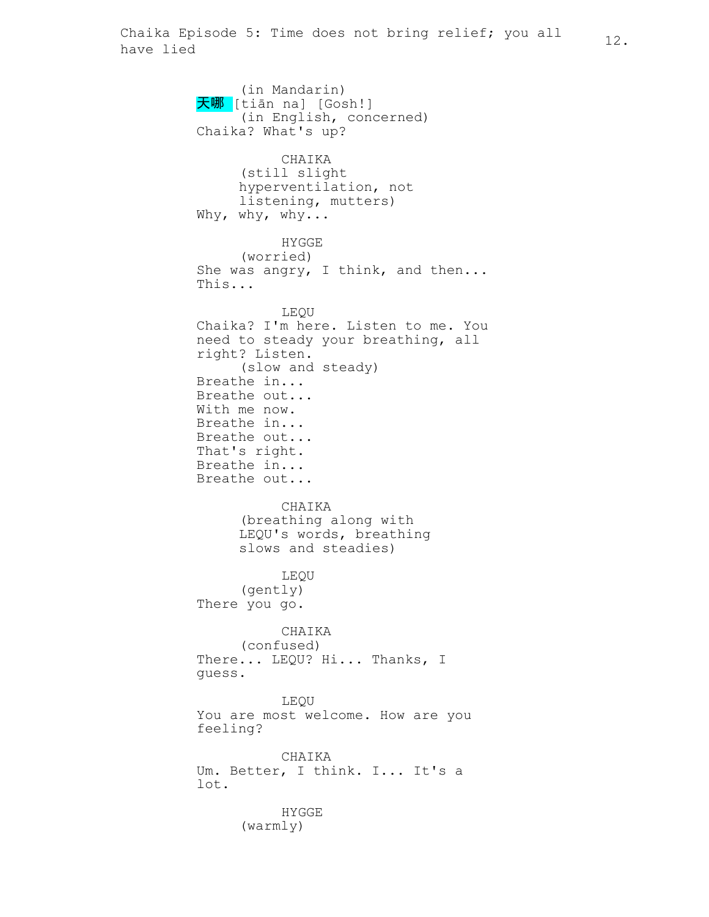(in Mandarin)
天哪 [tiān na] [Gosh!]
(in English, concerned)
Chaika? What's up?

CHAIKA
(still slight hyperventilation, not listening, mutters)
Why, why, why...

HYGGE
(worried)
She was angry, I think, and then... This...

LEQU
Chaika? I'm here. Listen to me. You need to steady your breathing, all right? Listen.
(slow and steady)
Breathe in...
Breathe out...
With me now.
Breathe in...
Breathe out...
That's right.
Breathe in...
Breathe out...

CHAIKA
(breathing along with LEQU's words, breathing slows and steadies)

LEQU
(gently)
There you go.

CHAIKA
(confused)
There... LEQU? Hi... Thanks, I guess.

LEQU
You are most welcome. How are you feeling?

CHAIKA
Um. Better, I think. I... It's a lot.

HYGGE
(warmly)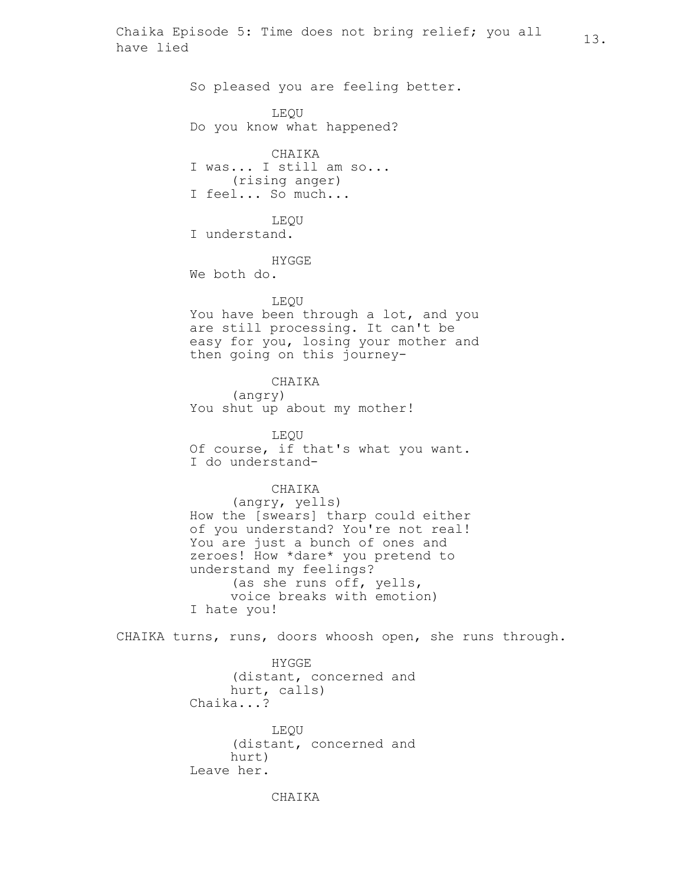So pleased you are feeling better.

LEQU
Do you know what happened?

CHAIKA
I was... I still am so...
(rising anger)
I feel... So much...

LEQU
I understand.

HYGGE
We both do.

LEQU
You have been through a lot, and you are still processing. It can't be easy for you, losing your mother and then going on this journey-

CHAIKA
(angry)
You shut up about my mother!

LEQU
Of course, if that's what you want. I do understand-

CHAIKA
(angry, yells)
How the [swears] tharp could either of you understand? You're not real! You are just a bunch of ones and zeroes! How *dare* you pretend to understand my feelings?
(as she runs off, yells, voice breaks with emotion)
I hate you!

CHAIKA turns, runs, doors whoosh open, she runs through.

HYGGE
(distant, concerned and hurt, calls)
Chaika...?

LEQU
(distant, concerned and hurt)
Leave her.

CHAIKA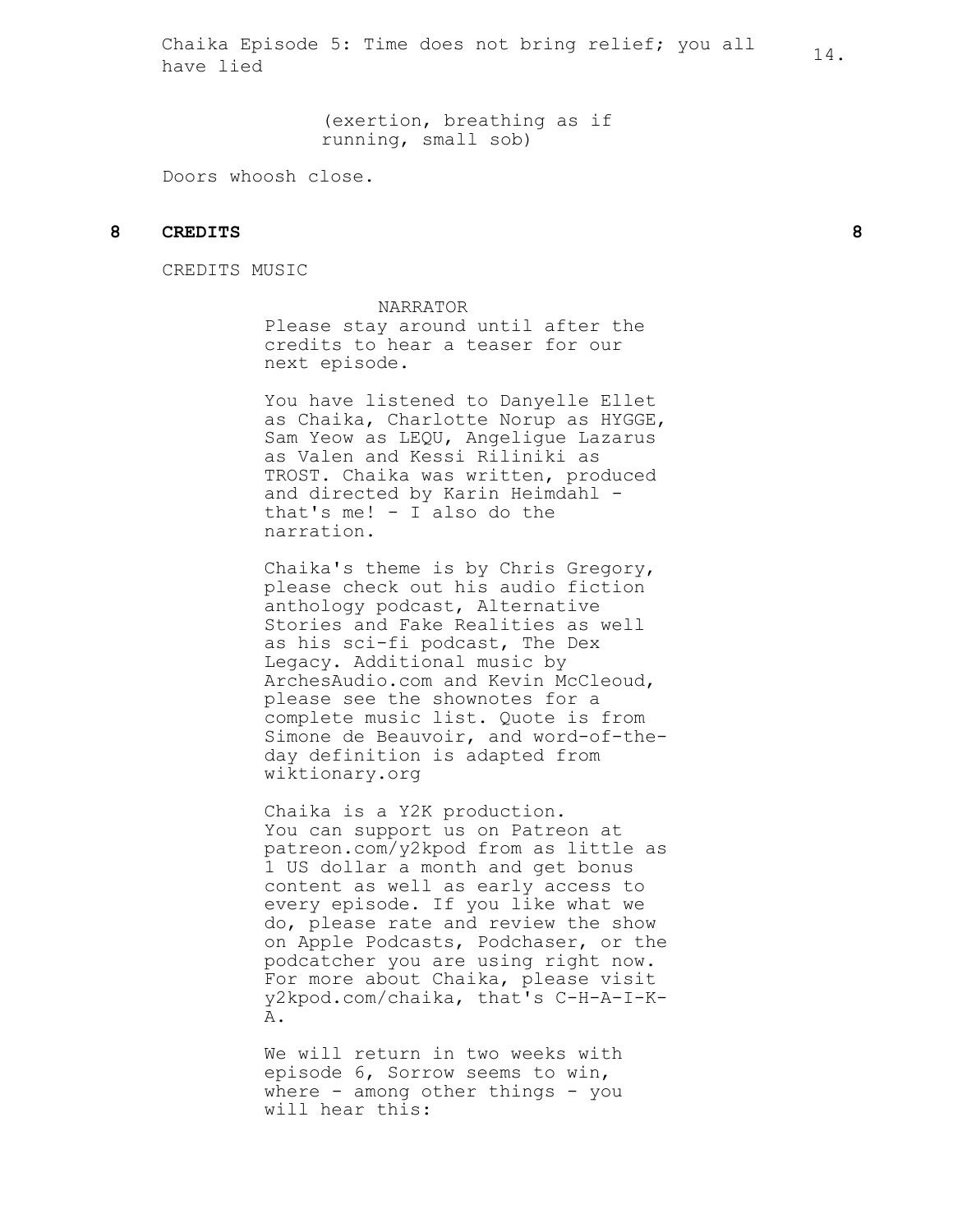(exertion, breathing as if running, small sob)

Doors whoosh close.

## 8 CREDITS 8

CREDITS MUSIC

NARRATOR

Please stay around until after the credits to hear a teaser for our next episode.

You have listened to Danyelle Ellet as Chaika, Charlotte Norup as HYGGE, Sam Yeow as LEQU, Angeligue Lazarus as Valen and Kessi Riliniki as TROST. Chaika was written, produced and directed by Karin Heimdahl - that's me! - I also do the narration.

Chaika's theme is by Chris Gregory, please check out his audio fiction anthology podcast, Alternative Stories and Fake Realities as well as his sci-fi podcast, The Dex Legacy. Additional music by ArchesAudio.com and Kevin McCleoud, please see the shownotes for a complete music list. Quote is from Simone de Beauvoir, and word-of-the-day definition is adapted from wiktionary.org

Chaika is a Y2K production. You can support us on Patreon at patreon.com/y2kpod from as little as 1 US dollar a month and get bonus content as well as early access to every episode. If you like what we do, please rate and review the show on Apple Podcasts, Podchaser, or the podcatcher you are using right now. For more about Chaika, please visit y2kpod.com/chaika, that's C-H-A-I-K-A.

We will return in two weeks with episode 6, Sorrow seems to win, where - among other things - you will hear this: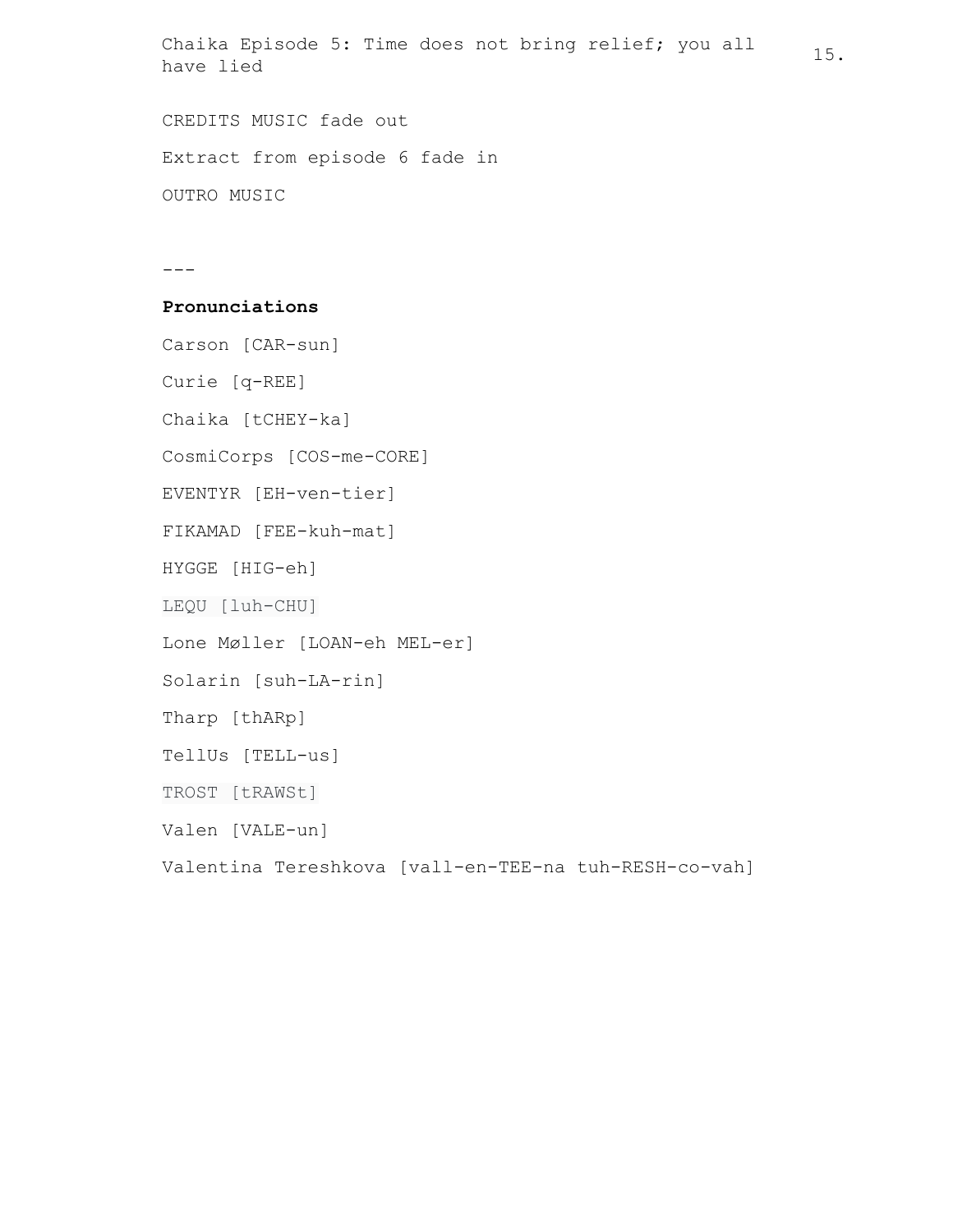CREDITS MUSIC fade out

Extract from episode 6 fade in

OUTRO MUSIC

---

**Pronunciations**

Carson [CAR-sun]

Curie [q-REE]

Chaika [tCHEY-ka]

CosmiCorps [COS-me-CORE]

EVENTYR [EH-ven-tier]

FIKAMAD [FEE-kuh-mat]

HYGGE [HIG-eh]

LEQU [luh-CHU]

Lone Møller [LOAN-eh MEL-er]

Solarin [suh-LA-rin]

Tharp [thARp]

TellUs [TELL-us]

TROST [tRAWSt]

Valen [VALE-un]

Valentina Tereshkova [vall-en-TEE-na tuh-RESH-co-vah]